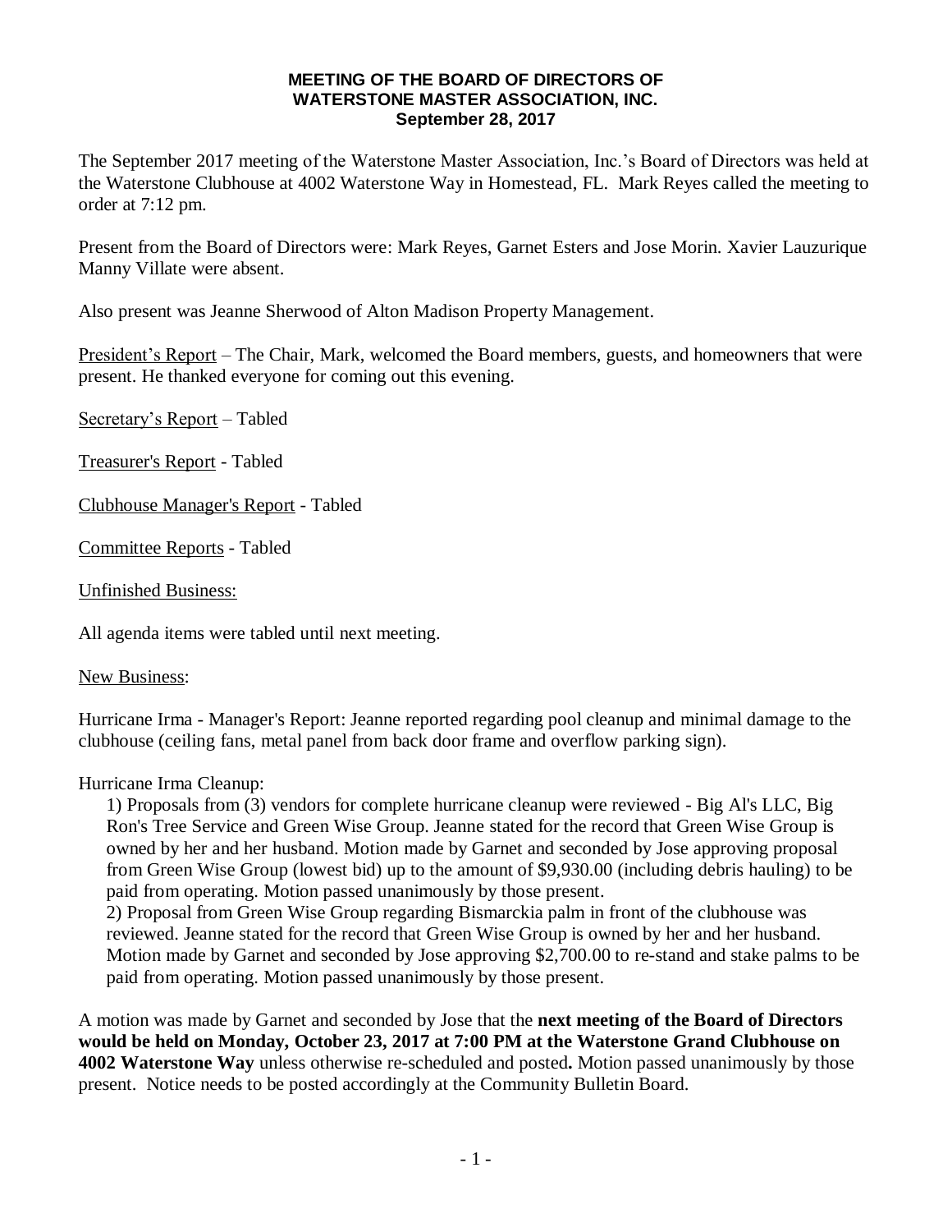**MEETING OF THE BOARD OF DIRECTORS OF**
**WATERSTONE MASTER ASSOCIATION, INC.**
**September 28, 2017**

The September 2017 meeting of the Waterstone Master Association, Inc.'s Board of Directors was held at the Waterstone Clubhouse at 4002 Waterstone Way in Homestead, FL. Mark Reyes called the meeting to order at 7:12 pm.

Present from the Board of Directors were: Mark Reyes, Garnet Esters and Jose Morin. Xavier Lauzurique Manny Villate were absent.

Also present was Jeanne Sherwood of Alton Madison Property Management.

<u>President's Report</u> – The Chair, Mark, welcomed the Board members, guests, and homeowners that were present. He thanked everyone for coming out this evening.

<u>Secretary's Report</u> – Tabled

<u>Treasurer's Report</u> - Tabled

<u>Clubhouse Manager's Report</u> - Tabled

<u>Committee Reports</u> - Tabled

<u>Unfinished Business:</u>

All agenda items were tabled until next meeting.

<u>New Business</u>:

Hurricane Irma - Manager's Report: Jeanne reported regarding pool cleanup and minimal damage to the clubhouse (ceiling fans, metal panel from back door frame and overflow parking sign).

Hurricane Irma Cleanup:

1) Proposals from (3) vendors for complete hurricane cleanup were reviewed - Big Al's LLC, Big Ron's Tree Service and Green Wise Group. Jeanne stated for the record that Green Wise Group is owned by her and her husband. Motion made by Garnet and seconded by Jose approving proposal from Green Wise Group (lowest bid) up to the amount of $9,930.00 (including debris hauling) to be paid from operating. Motion passed unanimously by those present.
2) Proposal from Green Wise Group regarding Bismarckia palm in front of the clubhouse was reviewed. Jeanne stated for the record that Green Wise Group is owned by her and her husband. Motion made by Garnet and seconded by Jose approving $2,700.00 to re-stand and stake palms to be paid from operating. Motion passed unanimously by those present.

A motion was made by Garnet and seconded by Jose that the **next meeting of the Board of Directors would be held on Monday, October 23, 2017 at 7:00 PM at the Waterstone Grand Clubhouse on 4002 Waterstone Way** unless otherwise re-scheduled and posted**.** Motion passed unanimously by those present. Notice needs to be posted accordingly at the Community Bulletin Board.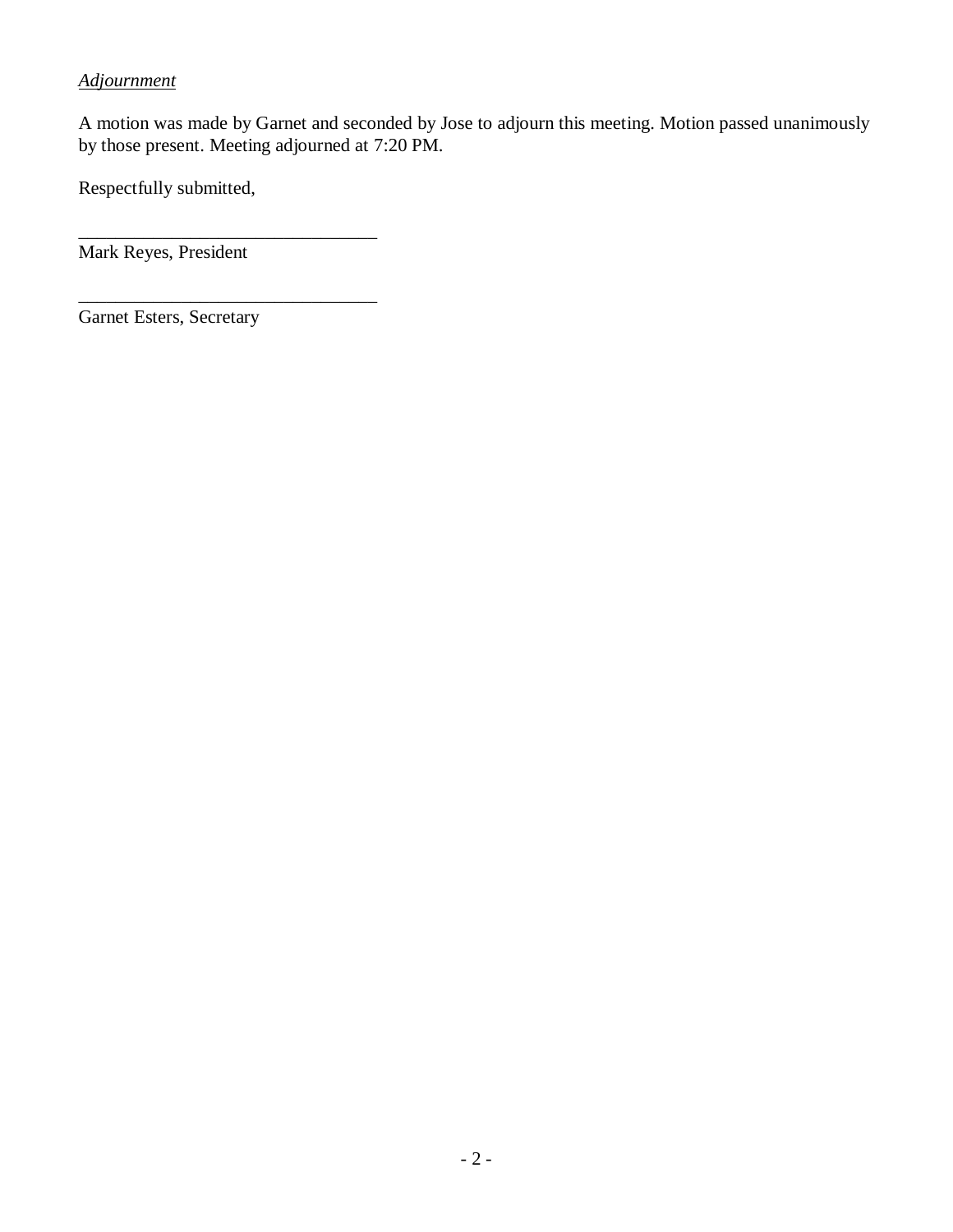*Adjournment*

A motion was made by Garnet and seconded by Jose to adjourn this meeting. Motion passed unanimously by those present. Meeting adjourned at 7:20 PM.

Respectfully submitted,

_________________________________
Mark Reyes, President

_________________________________
Garnet Esters, Secretary